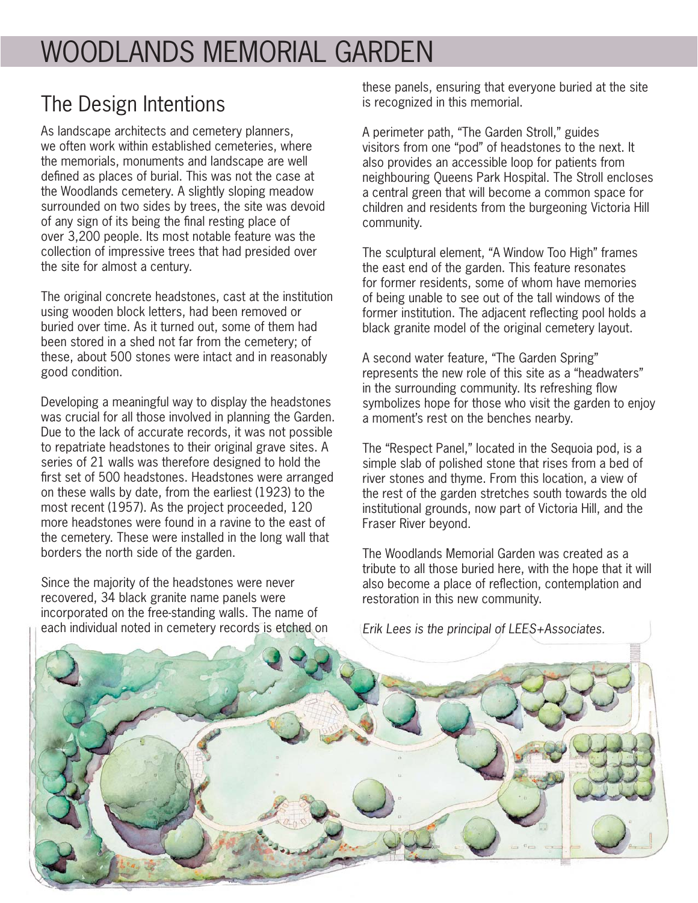# WOODLANDS MEMORIAL GARDEN

## The Design Intentions

As landscape architects and cemetery planners, we often work within established cemeteries, where the memorials, monuments and landscape are well defined as places of burial. This was not the case at the Woodlands cemetery. A slightly sloping meadow surrounded on two sides by trees, the site was devoid of any sign of its being the final resting place of over 3,200 people. Its most notable feature was the collection of impressive trees that had presided over the site for almost a century.

The original concrete headstones, cast at the institution using wooden block letters, had been removed or buried over time. As it turned out, some of them had been stored in a shed not far from the cemetery; of these, about 500 stones were intact and in reasonably good condition.

Developing a meaningful way to display the headstones was crucial for all those involved in planning the Garden. Due to the lack of accurate records, it was not possible to repatriate headstones to their original grave sites. A series of 21 walls was therefore designed to hold the first set of 500 headstones. Headstones were arranged on these walls by date, from the earliest (1923) to the most recent (1957). As the project proceeded, 120 more headstones were found in a ravine to the east of the cemetery. These were installed in the long wall that borders the north side of the garden.

Since the majority of the headstones were never recovered, 34 black granite name panels were incorporated on the free-standing walls. The name of each individual noted in cemetery records is etched on these panels, ensuring that everyone buried at the site is recognized in this memorial.

A perimeter path, "The Garden Stroll," guides visitors from one "pod" of headstones to the next. It also provides an accessible loop for patients from neighbouring Queens Park Hospital. The Stroll encloses a central green that will become a common space for children and residents from the burgeoning Victoria Hill community.

The sculptural element, "A Window Too High" frames the east end of the garden. This feature resonates for former residents, some of whom have memories of being unable to see out of the tall windows of the former institution. The adjacent reflecting pool holds a black granite model of the original cemetery layout.

A second water feature, "The Garden Spring" represents the new role of this site as a "headwaters" in the surrounding community. Its refreshing flow symbolizes hope for those who visit the garden to enjoy a moment's rest on the benches nearby.

The "Respect Panel," located in the Sequoia pod, is a simple slab of polished stone that rises from a bed of river stones and thyme. From this location, a view of the rest of the garden stretches south towards the old institutional grounds, now part of Victoria Hill, and the Fraser River beyond.

The Woodlands Memorial Garden was created as a tribute to all those buried here, with the hope that it will also become a place of reflection, contemplation and restoration in this new community.

*Erik Lees is the principal of LEES+Associates.*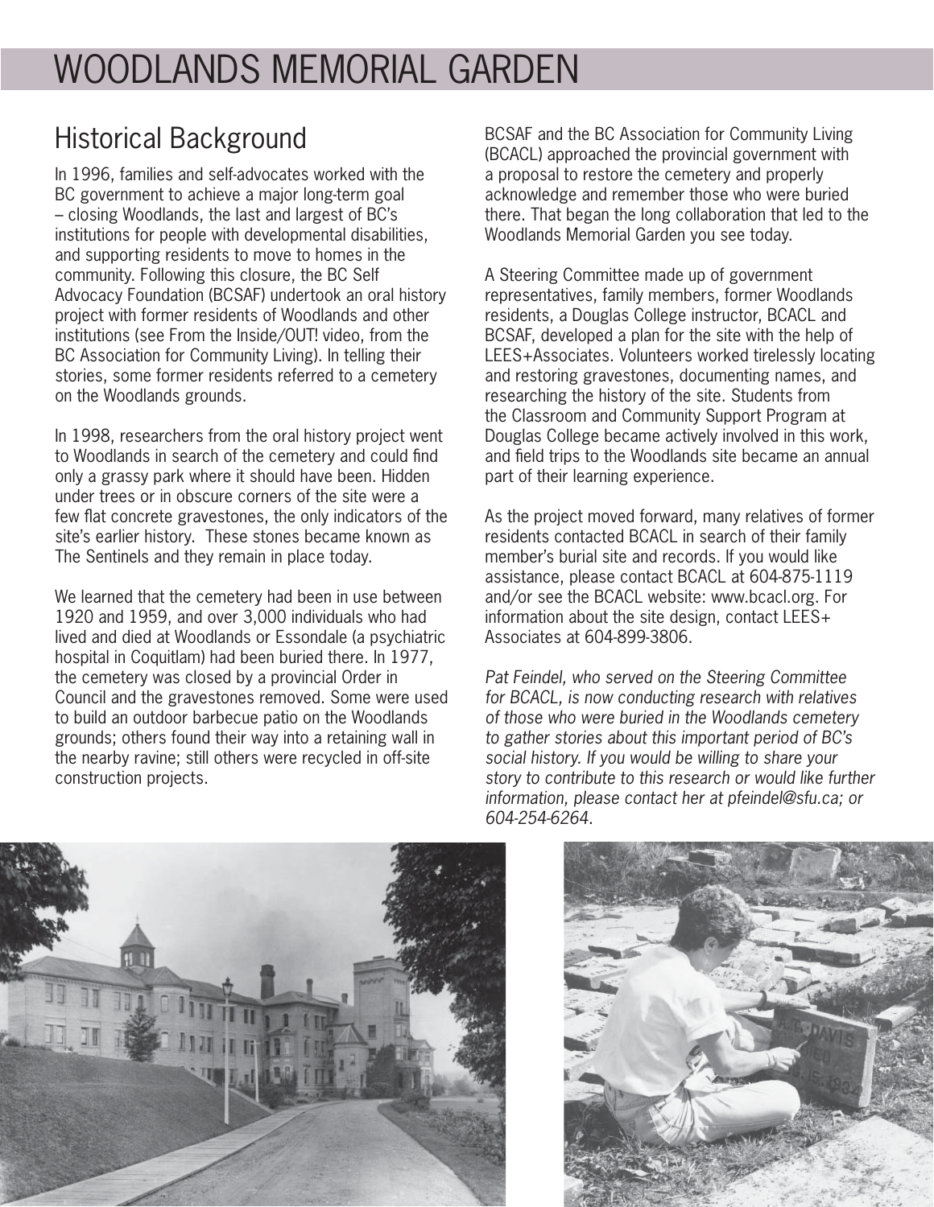# WOODLANDS MEMORIAL GARDEN

## Historical Background

In 1996, families and self-advocates worked with the BC government to achieve a major long-term goal – closing Woodlands, the last and largest of BC's institutions for people with developmental disabilities, and supporting residents to move to homes in the community. Following this closure, the BC Self Advocacy Foundation (BCSAF) undertook an oral history project with former residents of Woodlands and other institutions (see From the Inside/OUT! video, from the BC Association for Community Living). In telling their stories, some former residents referred to a cemetery on the Woodlands grounds.

In 1998, researchers from the oral history project went to Woodlands in search of the cemetery and could find only a grassy park where it should have been. Hidden under trees or in obscure corners of the site were a few flat concrete gravestones, the only indicators of the site's earlier history. These stones became known as The Sentinels and they remain in place today.

We learned that the cemetery had been in use between 1920 and 1959, and over 3,000 individuals who had lived and died at Woodlands or Essondale (a psychiatric hospital in Coquitlam) had been buried there. In 1977, the cemetery was closed by a provincial Order in Council and the gravestones removed. Some were used to build an outdoor barbecue patio on the Woodlands grounds; others found their way into a retaining wall in the nearby ravine; still others were recycled in off-site construction projects.

BCSAF and the BC Association for Community Living (BCACL) approached the provincial government with a proposal to restore the cemetery and properly acknowledge and remember those who were buried there. That began the long collaboration that led to the Woodlands Memorial Garden you see today.

A Steering Committee made up of government representatives, family members, former Woodlands residents, a Douglas College instructor, BCACL and BCSAF, developed a plan for the site with the help of LEES+Associates. Volunteers worked tirelessly locating and restoring gravestones, documenting names, and researching the history of the site. Students from the Classroom and Community Support Program at Douglas College became actively involved in this work, and field trips to the Woodlands site became an annual part of their learning experience.

As the project moved forward, many relatives of former residents contacted BCACL in search of their family member's burial site and records. If you would like assistance, please contact BCACL at 604-875-1119 and/or see the BCACL website: www.bcacl.org. For information about the site design, contact LEES+ Associates at 604-899-3806.

*Pat Feindel, who served on the Steering Committee for BCACL, is now conducting research with relatives of those who were buried in the Woodlands cemetery to gather stories about this important period of BC's social history. If you would be willing to share your story to contribute to this research or would like further information, please contact her at pfeindel@sfu.ca; or 604-254-6264.*